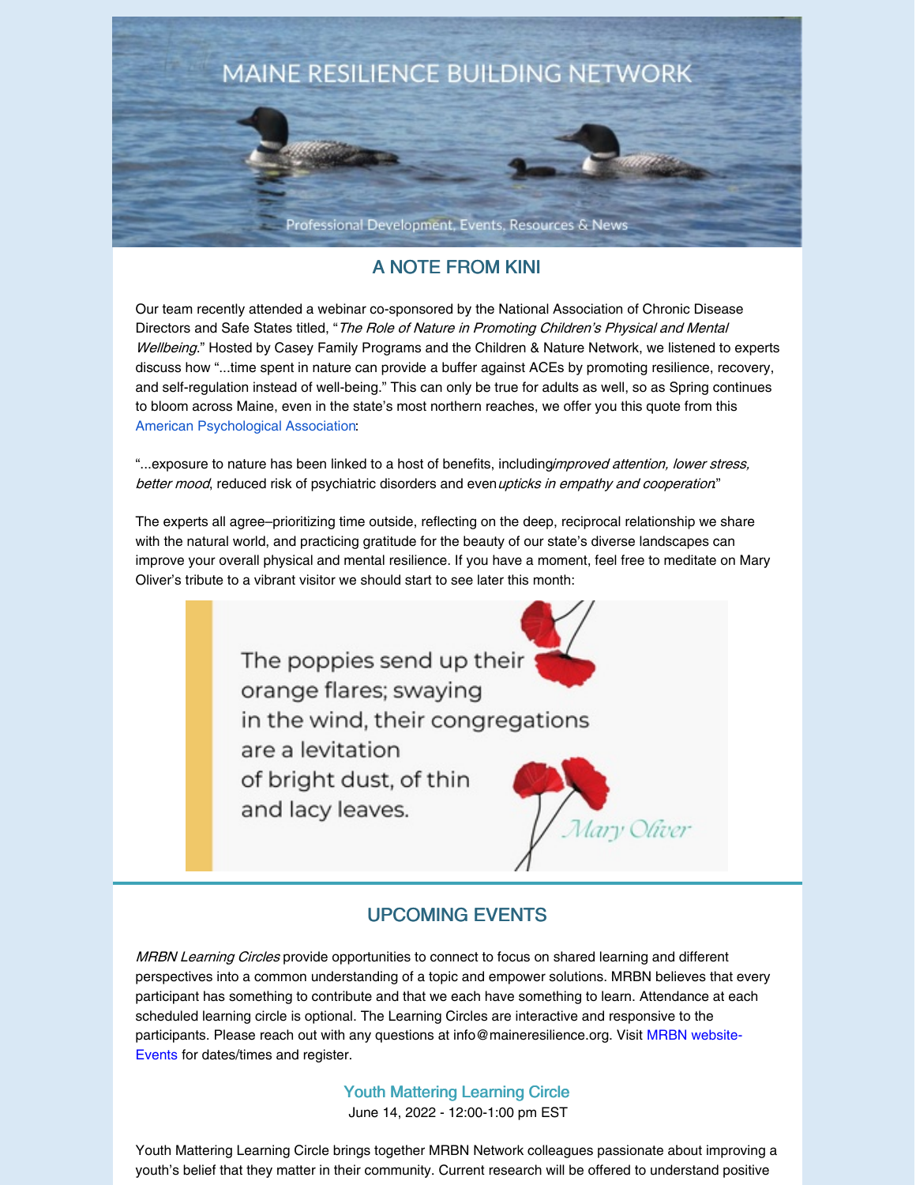# MAINE RESILIENCE BUILDING NETWORK

Professional Development, Events, Resources & News

## A NOTE FROM KINI

Our team recently attended a webinar co-sponsored by the National Association of Chronic Disease Directors and Safe States titled, "*The Role of Nature in Promoting Children's Physical and Mental Wellbeing*." Hosted by Casey Family Programs and the Children & Nature Network, we listened to experts discuss how "...time spent in nature can provide a buffer against ACEs by promoting resilience, recovery, and self-regulation instead of well-being." This can only be true for adults as well, so as Spring continues to bloom across Maine, even in the state's most northern reaches, we offer you this quote from this American Psychological Association:

"...exposure to nature has been linked to a host of benefits, including*improved attention, lower stress, better mood*, reduced risk of psychiatric disorders and even*upticks in empathy and cooperation*"

The experts all agree–prioritizing time outside, reflecting on the deep, reciprocal relationship we share with the natural world, and practicing gratitude for the beauty of our state's diverse landscapes can improve your overall physical and mental resilience. If you have a moment, feel free to meditate on Mary Oliver's tribute to a vibrant visitor we should start to see later this month:

> The poppies send up their orange flares; swaying in the wind, their congregations are a levitation of bright dust, of thin and lacy leaves.
>
> *Mary Oliver*

## UPCOMING EVENTS

*MRBN Learning Circles* provide opportunities to connect to focus on shared learning and different perspectives into a common understanding of a topic and empower solutions. MRBN believes that every participant has something to contribute and that we each have something to learn. Attendance at each scheduled learning circle is optional. The Learning Circles are interactive and responsive to the participants. Please reach out with any questions at info@maineresilience.org. Visit MRBN website-Events for dates/times and register.

### Youth Mattering Learning Circle

June 14, 2022 - 12:00-1:00 pm EST

Youth Mattering Learning Circle brings together MRBN Network colleagues passionate about improving a youth's belief that they matter in their community. Current research will be offered to understand positive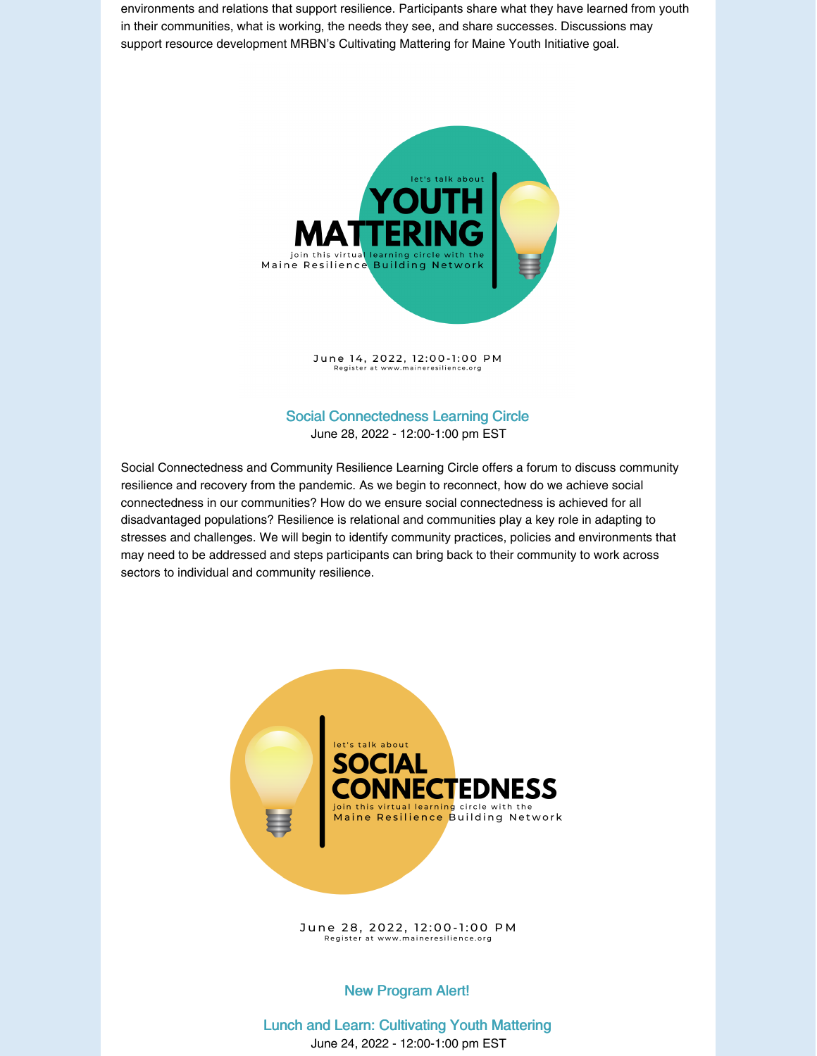environments and relations that support resilience. Participants share what they have learned from youth in their communities, what is working, the needs they see, and share successes. Discussions may support resource development MRBN's Cultivating Mattering for Maine Youth Initiative goal.

let's talk about

YOUTH MATTERING

join this virtual learning circle with the Maine Resilience Building Network

June 14, 2022, 12:00-1:00 PM
Register at www.maineresilience.org

### Social Connectedness Learning Circle

June 28, 2022 - 12:00-1:00 pm EST

Social Connectedness and Community Resilience Learning Circle offers a forum to discuss community resilience and recovery from the pandemic. As we begin to reconnect, how do we achieve social connectedness in our communities? How do we ensure social connectedness is achieved for all disadvantaged populations? Resilience is relational and communities play a key role in adapting to stresses and challenges. We will begin to identify community practices, policies and environments that may need to be addressed and steps participants can bring back to their community to work across sectors to individual and community resilience.

let's talk about

SOCIAL CONNECTEDNESS

join this virtual learning circle with the Maine Resilience Building Network

June 28, 2022, 12:00-1:00 PM
Register at www.maineresilience.org

### New Program Alert!

### Lunch and Learn: Cultivating Youth Mattering

June 24, 2022 - 12:00-1:00 pm EST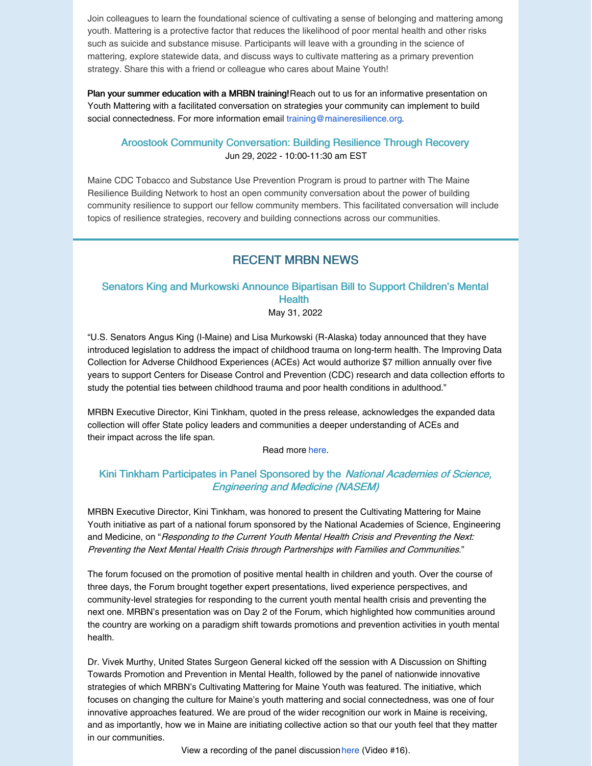Join colleagues to learn the foundational science of cultivating a sense of belonging and mattering among youth. Mattering is a protective factor that reduces the likelihood of poor mental health and other risks such as suicide and substance misuse. Participants will leave with a grounding in the science of mattering, explore statewide data, and discuss ways to cultivate mattering as a primary prevention strategy. Share this with a friend or colleague who cares about Maine Youth!

**Plan your summer education with a MRBN training!**Reach out to us for an informative presentation on Youth Mattering with a facilitated conversation on strategies your community can implement to build social connectedness. For more information email training@maineresilience.org.

### Aroostook Community Conversation: Building Resilience Through Recovery

Jun 29, 2022 - 10:00-11:30 am EST

Maine CDC Tobacco and Substance Use Prevention Program is proud to partner with The Maine Resilience Building Network to host an open community conversation about the power of building community resilience to support our fellow community members. This facilitated conversation will include topics of resilience strategies, recovery and building connections across our communities.

## RECENT MRBN NEWS

### Senators King and Murkowski Announce Bipartisan Bill to Support Children's Mental Health

May 31, 2022

"U.S. Senators Angus King (I-Maine) and Lisa Murkowski (R-Alaska) today announced that they have introduced legislation to address the impact of childhood trauma on long-term health. The Improving Data Collection for Adverse Childhood Experiences (ACEs) Act would authorize $7 million annually over five years to support Centers for Disease Control and Prevention (CDC) research and data collection efforts to study the potential ties between childhood trauma and poor health conditions in adulthood."

MRBN Executive Director, Kini Tinkham, quoted in the press release, acknowledges the expanded data collection will offer State policy leaders and communities a deeper understanding of ACEs and their impact across the life span.

Read more here.

### Kini Tinkham Participates in Panel Sponsored by the *National Academies of Science, Engineering and Medicine (NASEM)*

MRBN Executive Director, Kini Tinkham, was honored to present the Cultivating Mattering for Maine Youth initiative as part of a national forum sponsored by the National Academies of Science, Engineering and Medicine, on "*Responding to the Current Youth Mental Health Crisis and Preventing the Next: Preventing the Next Mental Health Crisis through Partnerships with Families and Communities*."

The forum focused on the promotion of positive mental health in children and youth. Over the course of three days, the Forum brought together expert presentations, lived experience perspectives, and community-level strategies for responding to the current youth mental health crisis and preventing the next one. MRBN's presentation was on Day 2 of the Forum, which highlighted how communities around the country are working on a paradigm shift towards promotions and prevention activities in youth mental health.

Dr. Vivek Murthy, United States Surgeon General kicked off the session with A Discussion on Shifting Towards Promotion and Prevention in Mental Health, followed by the panel of nationwide innovative strategies of which MRBN's Cultivating Mattering for Maine Youth was featured. The initiative, which focuses on changing the culture for Maine's youth mattering and social connectedness, was one of four innovative approaches featured. We are proud of the wider recognition our work in Maine is receiving, and as importantly, how we in Maine are initiating collective action so that our youth feel that they matter in our communities.

View a recording of the panel discussion here (Video #16).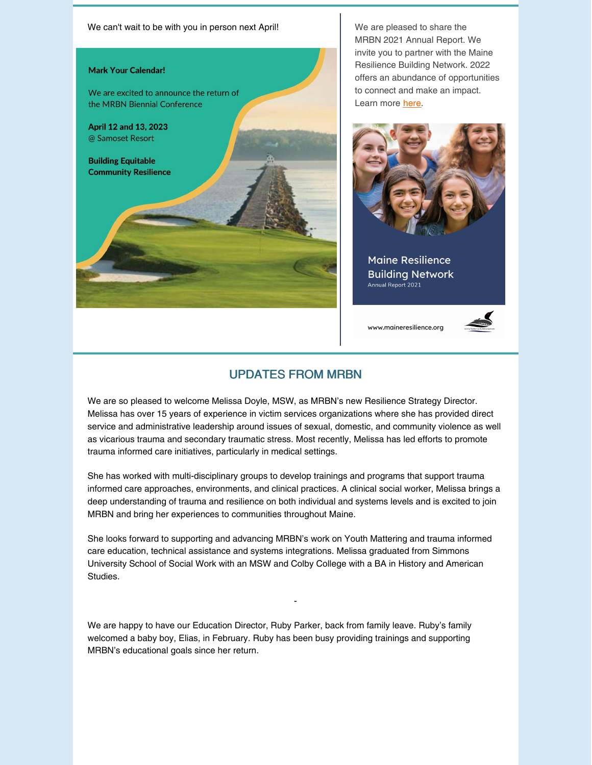We can't wait to be with you in person next April!

**Mark Your Calendar!**

We are excited to announce the return of the MRBN Biennial Conference

**April 12 and 13, 2023**
@ Samoset Resort

**Building Equitable Community Resilience**

We are pleased to share the MRBN 2021 Annual Report. We invite you to partner with the Maine Resilience Building Network. 2022 offers an abundance of opportunities to connect and make an impact. Learn more here.

Maine Resilience Building Network
Annual Report 2021

www.maineresilience.org

## UPDATES FROM MRBN

We are so pleased to welcome Melissa Doyle, MSW, as MRBN's new Resilience Strategy Director. Melissa has over 15 years of experience in victim services organizations where she has provided direct service and administrative leadership around issues of sexual, domestic, and community violence as well as vicarious trauma and secondary traumatic stress. Most recently, Melissa has led efforts to promote trauma informed care initiatives, particularly in medical settings.

She has worked with multi-disciplinary groups to develop trainings and programs that support trauma informed care approaches, environments, and clinical practices. A clinical social worker, Melissa brings a deep understanding of trauma and resilience on both individual and systems levels and is excited to join MRBN and bring her experiences to communities throughout Maine.

She looks forward to supporting and advancing MRBN's work on Youth Mattering and trauma informed care education, technical assistance and systems integrations. Melissa graduated from Simmons University School of Social Work with an MSW and Colby College with a BA in History and American Studies.

-

We are happy to have our Education Director, Ruby Parker, back from family leave. Ruby's family welcomed a baby boy, Elias, in February. Ruby has been busy providing trainings and supporting MRBN's educational goals since her return.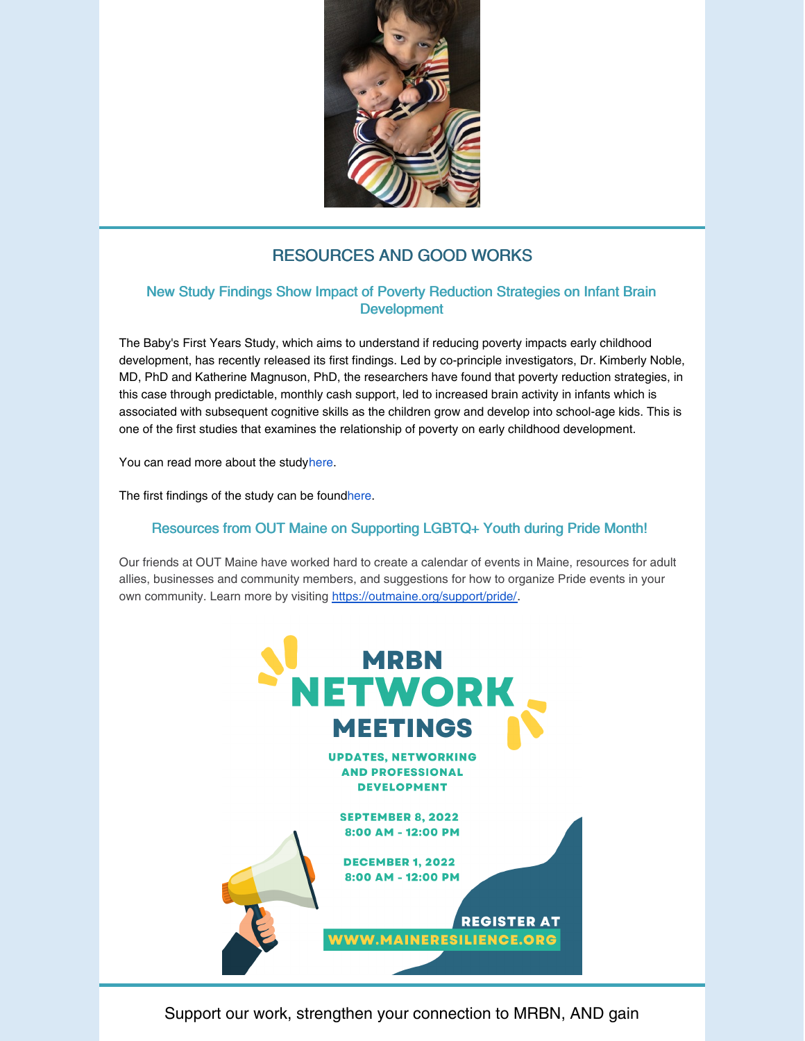## RESOURCES AND GOOD WORKS

### New Study Findings Show Impact of Poverty Reduction Strategies on Infant Brain Development

The Baby's First Years Study, which aims to understand if reducing poverty impacts early childhood development, has recently released its first findings. Led by co-principle investigators, Dr. Kimberly Noble, MD, PhD and Katherine Magnuson, PhD, the researchers have found that poverty reduction strategies, in this case through predictable, monthly cash support, led to increased brain activity in infants which is associated with subsequent cognitive skills as the children grow and develop into school-age kids. This is one of the first studies that examines the relationship of poverty on early childhood development.

You can read more about the studyhere.

The first findings of the study can be foundhere.

### Resources from OUT Maine on Supporting LGBTQ+ Youth during Pride Month!

Our friends at OUT Maine have worked hard to create a calendar of events in Maine, resources for adult allies, businesses and community members, and suggestions for how to organize Pride events in your own community. Learn more by visiting https://outmaine.org/support/pride/.

**MRBN NETWORK MEETINGS**

**UPDATES, NETWORKING AND PROFESSIONAL DEVELOPMENT**

**SEPTEMBER 8, 2022**
**8:00 AM - 12:00 PM**

**DECEMBER 1, 2022**
**8:00 AM - 12:00 PM**

**REGISTER AT WWW.MAINERESILIENCE.ORG**

Support our work, strengthen your connection to MRBN, AND gain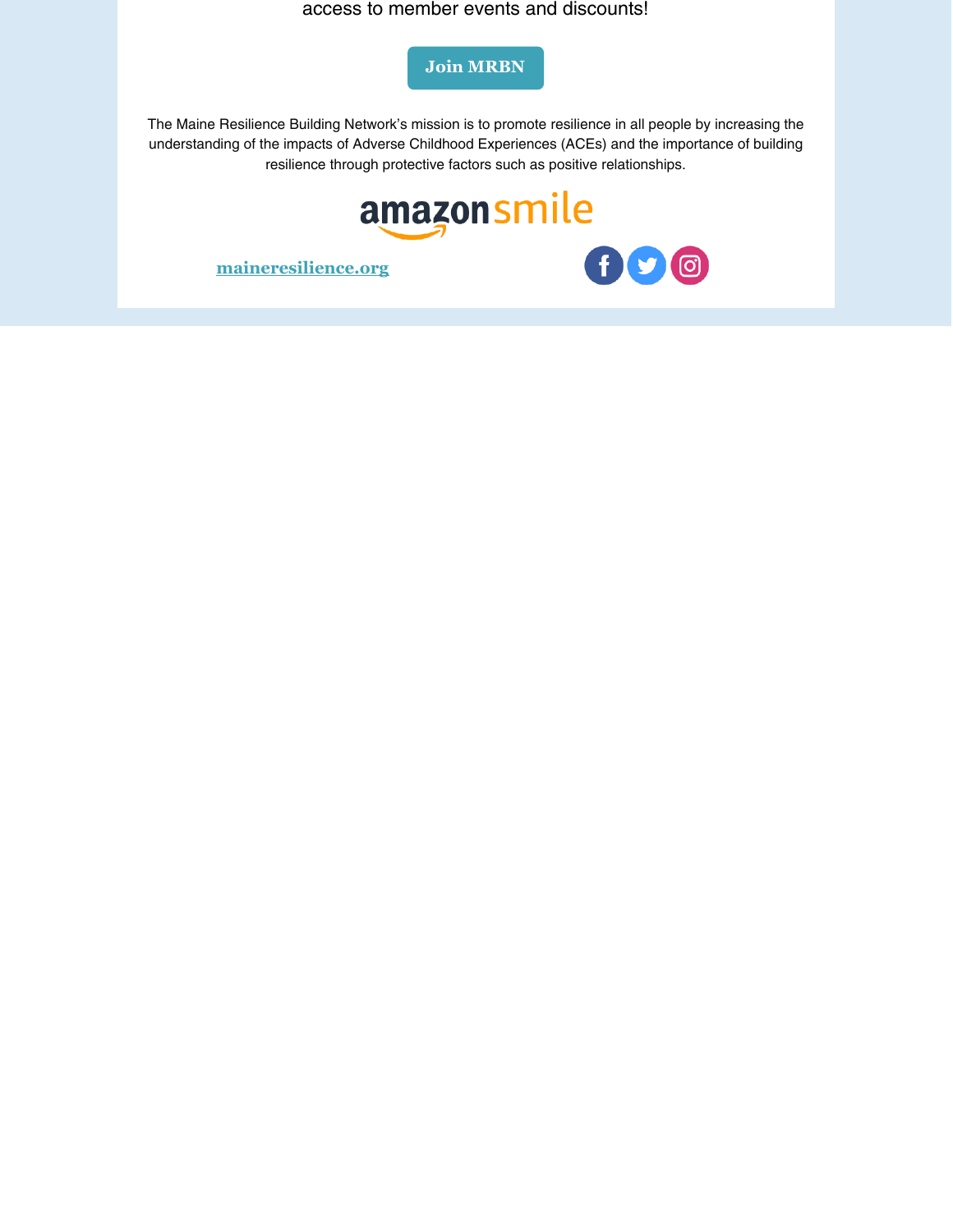access to member events and discounts!

**Join MRBN**

The Maine Resilience Building Network's mission is to promote resilience in all people by increasing the understanding of the impacts of Adverse Childhood Experiences (ACEs) and the importance of building resilience through protective factors such as positive relationships.

amazonsmile

**maineresilience.org**